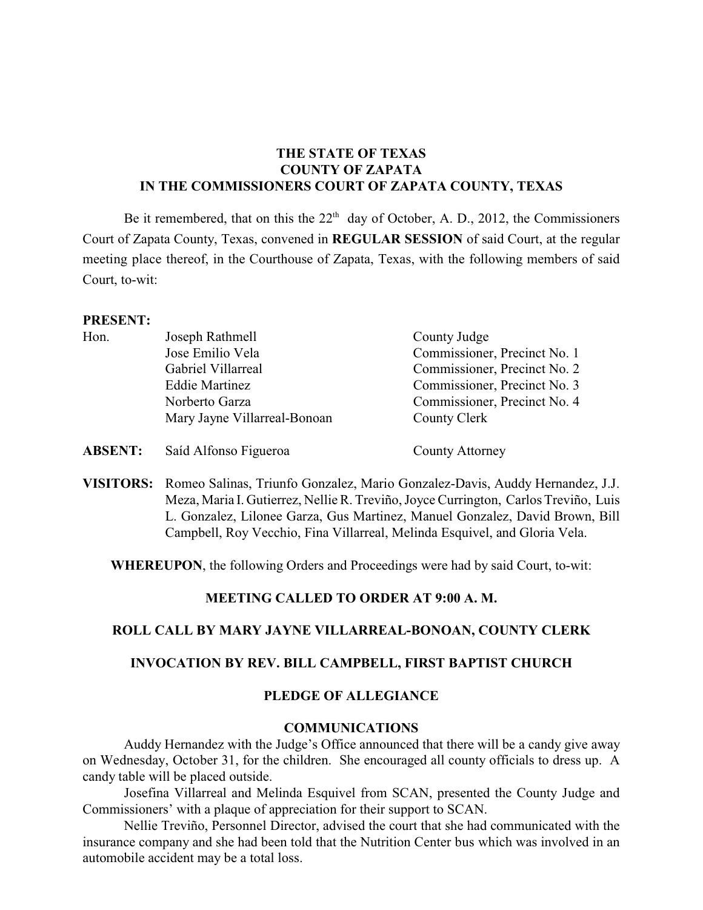**THE STATE OF TEXAS**
**COUNTY OF ZAPATA**
**IN THE COMMISSIONERS COURT OF ZAPATA COUNTY, TEXAS**

Be it remembered, that on this the 22[th] day of October, A. D., 2012, the Commissioners Court of Zapata County, Texas, convened in **REGULAR SESSION** of said Court, at the regular meeting place thereof, in the Courthouse of Zapata, Texas, with the following members of said Court, to-wit:

**PRESENT:**

| | | |
|---|---|---|
| Hon. | Joseph Rathmell | County Judge |
| | Jose Emilio Vela | Commissioner, Precinct No. 1 |
| | Gabriel Villarreal | Commissioner, Precinct No. 2 |
| | Eddie Martinez | Commissioner, Precinct No. 3 |
| | Norberto Garza | Commissioner, Precinct No. 4 |
| | Mary Jayne Villarreal-Bonoan | County Clerk |

**ABSENT:** Saíd Alfonso Figueroa — County Attorney

**VISITORS:** Romeo Salinas, Triunfo Gonzalez, Mario Gonzalez-Davis, Auddy Hernandez, J.J. Meza, Maria I. Gutierrez, Nellie R. Treviño, Joyce Currington, Carlos Treviño, Luis L. Gonzalez, Lilonee Garza, Gus Martinez, Manuel Gonzalez, David Brown, Bill Campbell, Roy Vecchio, Fina Villarreal, Melinda Esquivel, and Gloria Vela.

**WHEREUPON**, the following Orders and Proceedings were had by said Court, to-wit:

**MEETING CALLED TO ORDER AT 9:00 A. M.**

**ROLL CALL BY MARY JAYNE VILLARREAL-BONOAN, COUNTY CLERK**

**INVOCATION BY REV. BILL CAMPBELL, FIRST BAPTIST CHURCH**

**PLEDGE OF ALLEGIANCE**

**COMMUNICATIONS**

Auddy Hernandez with the Judge's Office announced that there will be a candy give away on Wednesday, October 31, for the children. She encouraged all county officials to dress up. A candy table will be placed outside.

Josefina Villarreal and Melinda Esquivel from SCAN, presented the County Judge and Commissioners' with a plaque of appreciation for their support to SCAN.

Nellie Treviño, Personnel Director, advised the court that she had communicated with the insurance company and she had been told that the Nutrition Center bus which was involved in an automobile accident may be a total loss.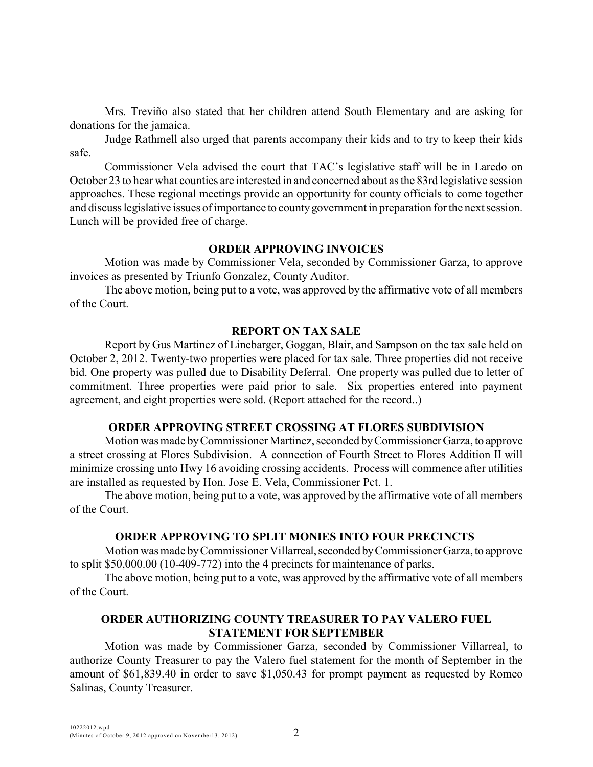Mrs. Treviño also stated that her children attend South Elementary and are asking for donations for the jamaica.

Judge Rathmell also urged that parents accompany their kids and to try to keep their kids safe.

Commissioner Vela advised the court that TAC's legislative staff will be in Laredo on October 23 to hear what counties are interested in and concerned about as the 83rd legislative session approaches. These regional meetings provide an opportunity for county officials to come together and discuss legislative issues of importance to county government in preparation for the next session. Lunch will be provided free of charge.

**ORDER APPROVING INVOICES**

Motion was made by Commissioner Vela, seconded by Commissioner Garza, to approve invoices as presented by Triunfo Gonzalez, County Auditor.

The above motion, being put to a vote, was approved by the affirmative vote of all members of the Court.

**REPORT ON TAX SALE**

Report by Gus Martinez of Linebarger, Goggan, Blair, and Sampson on the tax sale held on October 2, 2012. Twenty-two properties were placed for tax sale. Three properties did not receive bid. One property was pulled due to Disability Deferral. One property was pulled due to letter of commitment. Three properties were paid prior to sale. Six properties entered into payment agreement, and eight properties were sold. (Report attached for the record..)

**ORDER APPROVING STREET CROSSING AT FLORES SUBDIVISION**

Motion was made by Commissioner Martinez, seconded by Commissioner Garza, to approve a street crossing at Flores Subdivision. A connection of Fourth Street to Flores Addition II will minimize crossing unto Hwy 16 avoiding crossing accidents. Process will commence after utilities are installed as requested by Hon. Jose E. Vela, Commissioner Pct. 1.

The above motion, being put to a vote, was approved by the affirmative vote of all members of the Court.

**ORDER APPROVING TO SPLIT MONIES INTO FOUR PRECINCTS**

Motion was made by Commissioner Villarreal, seconded by Commissioner Garza, to approve to split $50,000.00 (10-409-772) into the 4 precincts for maintenance of parks.

The above motion, being put to a vote, was approved by the affirmative vote of all members of the Court.

**ORDER AUTHORIZING COUNTY TREASURER TO PAY VALERO FUEL STATEMENT FOR SEPTEMBER**

Motion was made by Commissioner Garza, seconded by Commissioner Villarreal, to authorize County Treasurer to pay the Valero fuel statement for the month of September in the amount of $61,839.40 in order to save $1,050.43 for prompt payment as requested by Romeo Salinas, County Treasurer.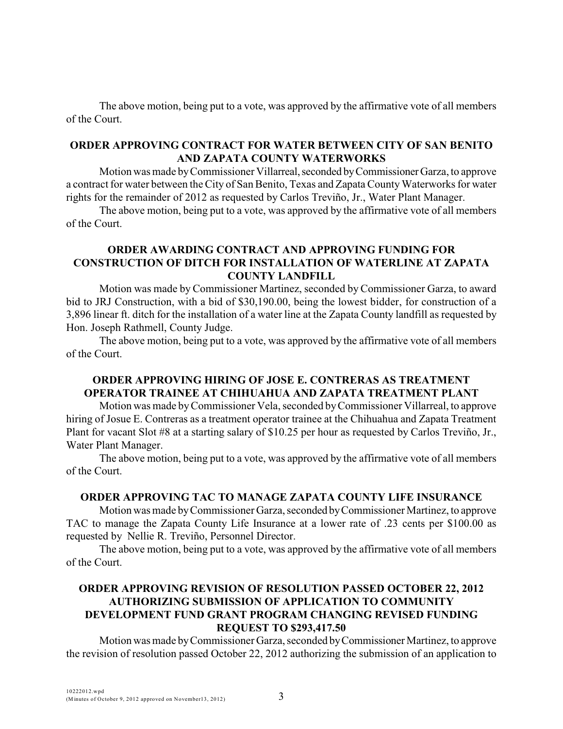The above motion, being put to a vote, was approved by the affirmative vote of all members of the Court.

**ORDER APPROVING CONTRACT FOR WATER BETWEEN CITY OF SAN BENITO AND ZAPATA COUNTY WATERWORKS**

Motion was made by Commissioner Villarreal, seconded by Commissioner Garza, to approve a contract for water between the City of San Benito, Texas and Zapata County Waterworks for water rights for the remainder of 2012 as requested by Carlos Treviño, Jr., Water Plant Manager.

The above motion, being put to a vote, was approved by the affirmative vote of all members of the Court.

**ORDER AWARDING CONTRACT AND APPROVING FUNDING FOR CONSTRUCTION OF DITCH FOR INSTALLATION OF WATERLINE AT ZAPATA COUNTY LANDFILL**

Motion was made by Commissioner Martinez, seconded by Commissioner Garza, to award bid to JRJ Construction, with a bid of $30,190.00, being the lowest bidder, for construction of a 3,896 linear ft. ditch for the installation of a water line at the Zapata County landfill as requested by Hon. Joseph Rathmell, County Judge.

The above motion, being put to a vote, was approved by the affirmative vote of all members of the Court.

**ORDER APPROVING HIRING OF JOSE E. CONTRERAS AS TREATMENT OPERATOR TRAINEE AT CHIHUAHUA AND ZAPATA TREATMENT PLANT**

Motion was made by Commissioner Vela, seconded by Commissioner Villarreal, to approve hiring of Josue E. Contreras as a treatment operator trainee at the Chihuahua and Zapata Treatment Plant for vacant Slot #8 at a starting salary of $10.25 per hour as requested by Carlos Treviño, Jr., Water Plant Manager.

The above motion, being put to a vote, was approved by the affirmative vote of all members of the Court.

**ORDER APPROVING TAC TO MANAGE ZAPATA COUNTY LIFE INSURANCE**

Motion was made by Commissioner Garza, seconded by Commissioner Martinez, to approve TAC to manage the Zapata County Life Insurance at a lower rate of .23 cents per $100.00 as requested by Nellie R. Treviño, Personnel Director.

The above motion, being put to a vote, was approved by the affirmative vote of all members of the Court.

**ORDER APPROVING REVISION OF RESOLUTION PASSED OCTOBER 22, 2012 AUTHORIZING SUBMISSION OF APPLICATION TO COMMUNITY DEVELOPMENT FUND GRANT PROGRAM CHANGING REVISED FUNDING REQUEST TO $293,417.50**

Motion was made by Commissioner Garza, seconded by Commissioner Martinez, to approve the revision of resolution passed October 22, 2012 authorizing the submission of an application to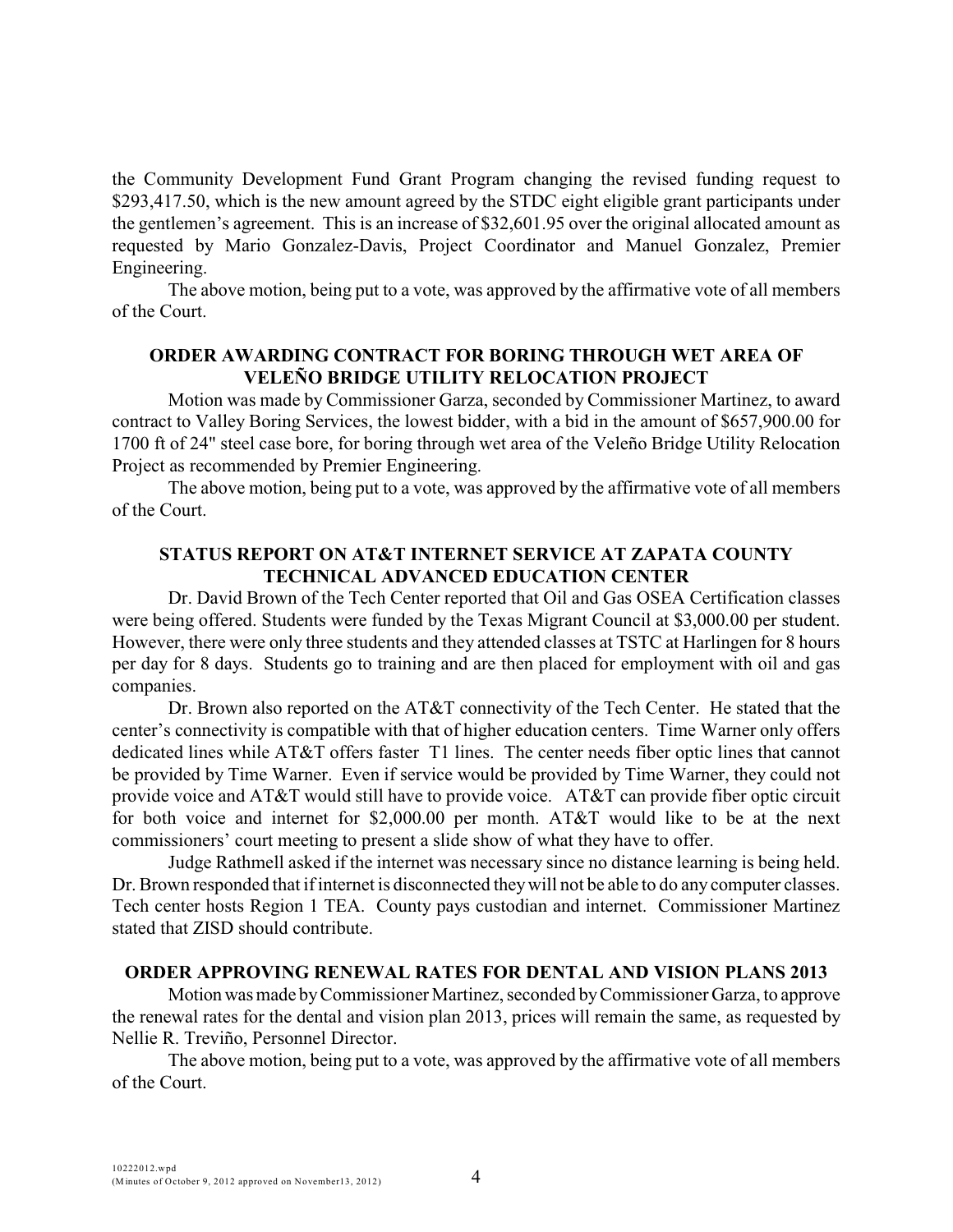the Community Development Fund Grant Program changing the revised funding request to $293,417.50, which is the new amount agreed by the STDC eight eligible grant participants under the gentlemen's agreement. This is an increase of $32,601.95 over the original allocated amount as requested by Mario Gonzalez-Davis, Project Coordinator and Manuel Gonzalez, Premier Engineering.

The above motion, being put to a vote, was approved by the affirmative vote of all members of the Court.

**ORDER AWARDING CONTRACT FOR BORING THROUGH WET AREA OF VELEÑO BRIDGE UTILITY RELOCATION PROJECT**

Motion was made by Commissioner Garza, seconded by Commissioner Martinez, to award contract to Valley Boring Services, the lowest bidder, with a bid in the amount of $657,900.00 for 1700 ft of 24" steel case bore, for boring through wet area of the Veleño Bridge Utility Relocation Project as recommended by Premier Engineering.

The above motion, being put to a vote, was approved by the affirmative vote of all members of the Court.

**STATUS REPORT ON AT&T INTERNET SERVICE AT ZAPATA COUNTY TECHNICAL ADVANCED EDUCATION CENTER**

Dr. David Brown of the Tech Center reported that Oil and Gas OSEA Certification classes were being offered. Students were funded by the Texas Migrant Council at $3,000.00 per student. However, there were only three students and they attended classes at TSTC at Harlingen for 8 hours per day for 8 days. Students go to training and are then placed for employment with oil and gas companies.

Dr. Brown also reported on the AT&T connectivity of the Tech Center. He stated that the center's connectivity is compatible with that of higher education centers. Time Warner only offers dedicated lines while AT&T offers faster T1 lines. The center needs fiber optic lines that cannot be provided by Time Warner. Even if service would be provided by Time Warner, they could not provide voice and AT&T would still have to provide voice. AT&T can provide fiber optic circuit for both voice and internet for $2,000.00 per month. AT&T would like to be at the next commissioners' court meeting to present a slide show of what they have to offer.

Judge Rathmell asked if the internet was necessary since no distance learning is being held. Dr. Brown responded that if internet is disconnected they will not be able to do any computer classes. Tech center hosts Region 1 TEA. County pays custodian and internet. Commissioner Martinez stated that ZISD should contribute.

**ORDER APPROVING RENEWAL RATES FOR DENTAL AND VISION PLANS 2013**

Motion was made by Commissioner Martinez, seconded by Commissioner Garza, to approve the renewal rates for the dental and vision plan 2013, prices will remain the same, as requested by Nellie R. Treviño, Personnel Director.

The above motion, being put to a vote, was approved by the affirmative vote of all members of the Court.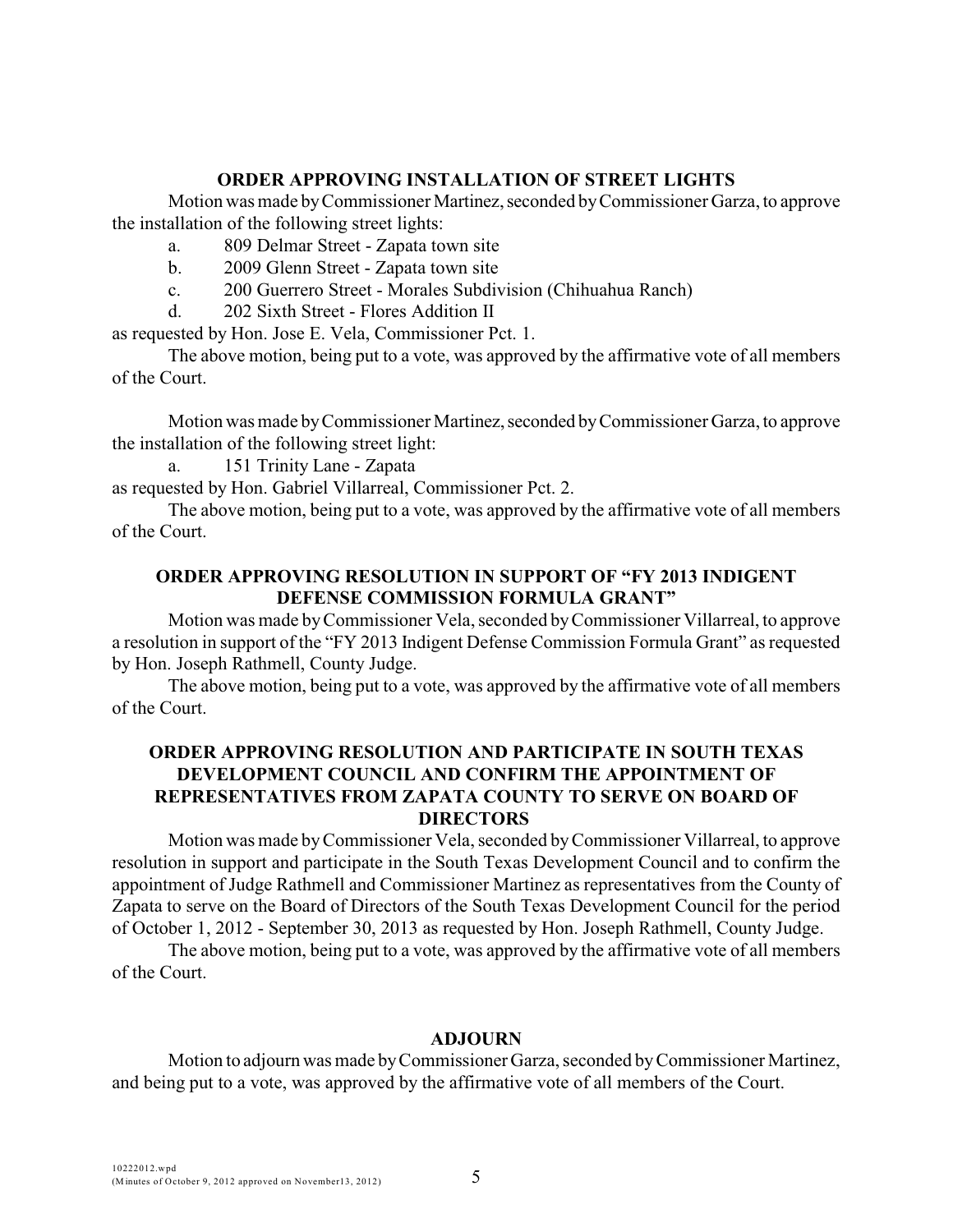## ORDER APPROVING INSTALLATION OF STREET LIGHTS

Motion was made by Commissioner Martinez, seconded by Commissioner Garza, to approve the installation of the following street lights:

- a. 809 Delmar Street - Zapata town site
- b. 2009 Glenn Street - Zapata town site
- c. 200 Guerrero Street - Morales Subdivision (Chihuahua Ranch)
- d. 202 Sixth Street - Flores Addition II

as requested by Hon. Jose E. Vela, Commissioner Pct. 1.

The above motion, being put to a vote, was approved by the affirmative vote of all members of the Court.

Motion was made by Commissioner Martinez, seconded by Commissioner Garza, to approve the installation of the following street light:

- a. 151 Trinity Lane - Zapata

as requested by Hon. Gabriel Villarreal, Commissioner Pct. 2.

The above motion, being put to a vote, was approved by the affirmative vote of all members of the Court.

## ORDER APPROVING RESOLUTION IN SUPPORT OF "FY 2013 INDIGENT DEFENSE COMMISSION FORMULA GRANT"

Motion was made by Commissioner Vela, seconded by Commissioner Villarreal, to approve a resolution in support of the "FY 2013 Indigent Defense Commission Formula Grant" as requested by Hon. Joseph Rathmell, County Judge.

The above motion, being put to a vote, was approved by the affirmative vote of all members of the Court.

## ORDER APPROVING RESOLUTION AND PARTICIPATE IN SOUTH TEXAS DEVELOPMENT COUNCIL AND CONFIRM THE APPOINTMENT OF REPRESENTATIVES FROM ZAPATA COUNTY TO SERVE ON BOARD OF DIRECTORS

Motion was made by Commissioner Vela, seconded by Commissioner Villarreal, to approve resolution in support and participate in the South Texas Development Council and to confirm the appointment of Judge Rathmell and Commissioner Martinez as representatives from the County of Zapata to serve on the Board of Directors of the South Texas Development Council for the period of October 1, 2012 - September 30, 2013 as requested by Hon. Joseph Rathmell, County Judge.

The above motion, being put to a vote, was approved by the affirmative vote of all members of the Court.

## ADJOURN

Motion to adjourn was made by Commissioner Garza, seconded by Commissioner Martinez, and being put to a vote, was approved by the affirmative vote of all members of the Court.

10222012.wpd
(Minutes of October 9, 2012 approved on November13, 2012)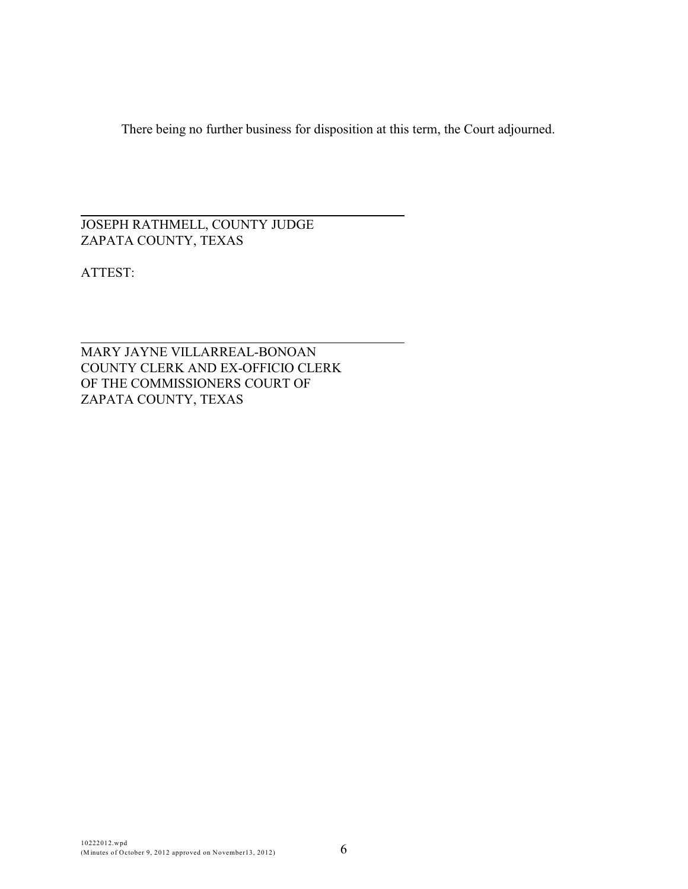There being no further business for disposition at this term, the Court adjourned.

JOSEPH RATHMELL, COUNTY JUDGE
ZAPATA COUNTY, TEXAS

ATTEST:

MARY JAYNE VILLARREAL-BONOAN
COUNTY CLERK AND EX-OFFICIO CLERK
OF THE COMMISSIONERS COURT OF
ZAPATA COUNTY, TEXAS

10222012.wpd
(Minutes of October 9, 2012 approved on November13, 2012)